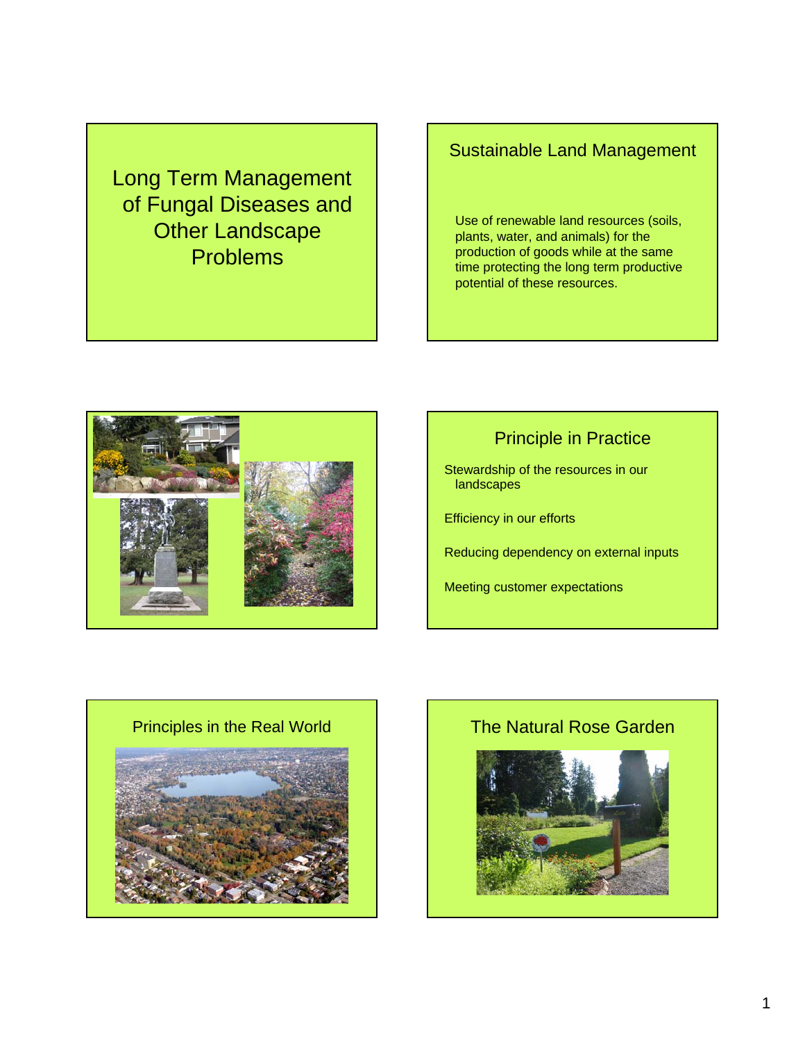# Long Term Management of Fungal Diseases and Other Landscape Problems

## Sustainable Land Management

Use of renewable land resources (soils, plants, water, and animals) for the production of goods while at the same time protecting the long term productive potential of these resources.

## Principle in Practice

Stewardship of the resources in our landscapes

Efficiency in our efforts

Reducing dependency on external inputs

Meeting customer expectations

## Principles in the Real World

## The Natural Rose Garden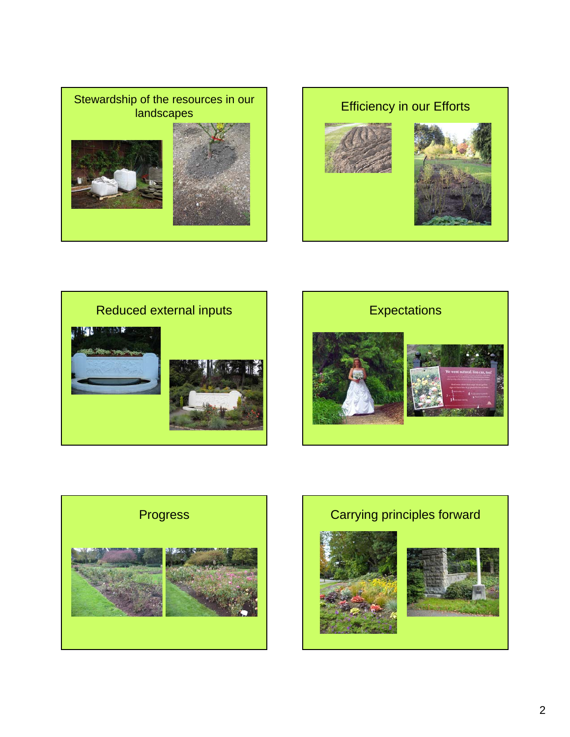## Stewardship of the resources in our landscapes

## Efficiency in our Efforts

## Reduced external inputs

## Expectations

## Progress

## Carrying principles forward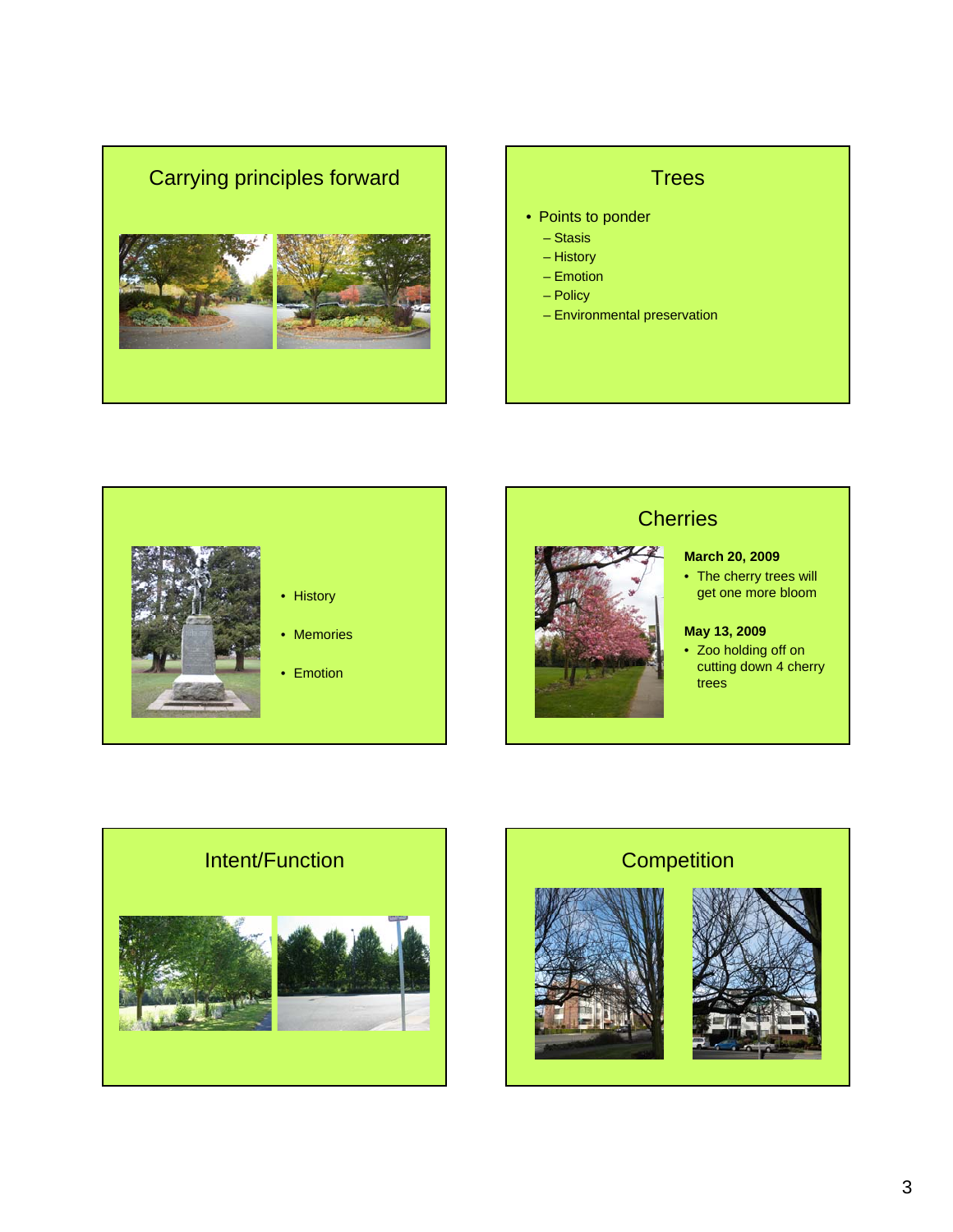## Carrying principles forward

## Trees

- Points to ponder
  - Stasis
  - History
  - Emotion
  - Policy
  - Environmental preservation

- History
- Memories
- Emotion

## Cherries

**March 20, 2009**

- The cherry trees will get one more bloom

**May 13, 2009**

- Zoo holding off on cutting down 4 cherry trees

## Intent/Function

## Competition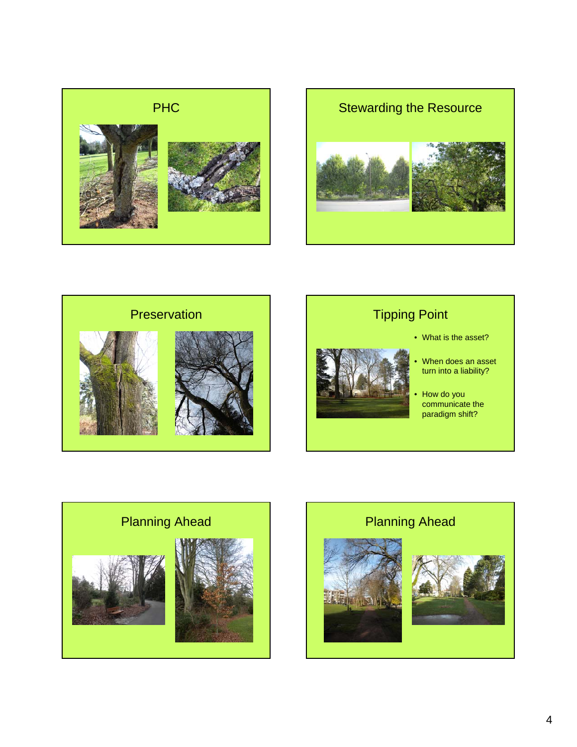## PHC

## Stewarding the Resource

## Preservation

## Tipping Point

- What is the asset?
- When does an asset turn into a liability?
- How do you communicate the paradigm shift?

## Planning Ahead

## Planning Ahead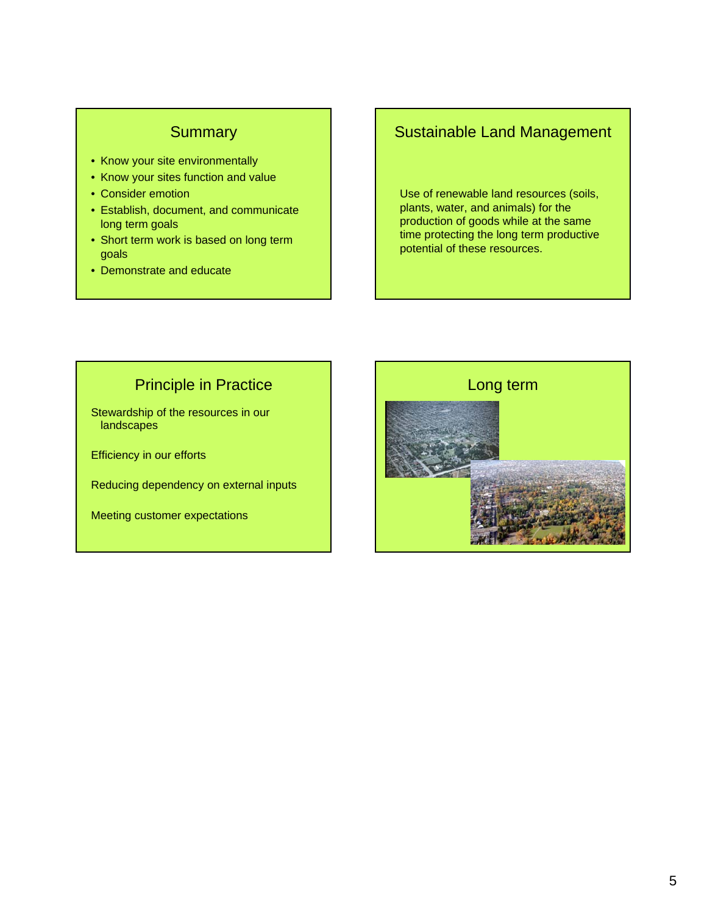## Summary

- Know your site environmentally
- Know your sites function and value
- Consider emotion
- Establish, document, and communicate long term goals
- Short term work is based on long term goals
- Demonstrate and educate

## Sustainable Land Management

Use of renewable land resources (soils, plants, water, and animals) for the production of goods while at the same time protecting the long term productive potential of these resources.

## Principle in Practice

Stewardship of the resources in our landscapes

Efficiency in our efforts

Reducing dependency on external inputs

Meeting customer expectations

## Long term